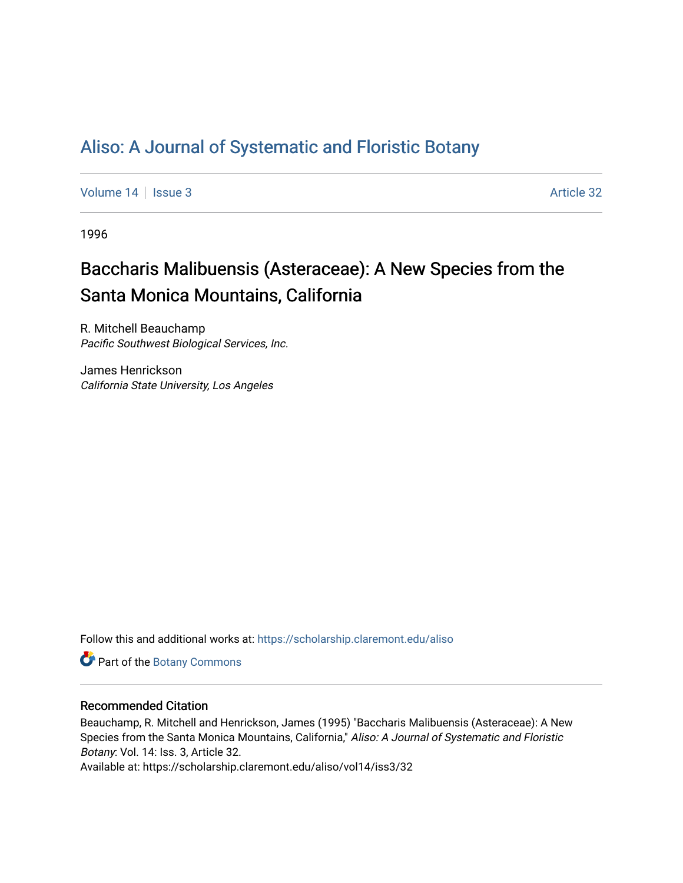# Aliso: A Journal of Systematic and Floristic Botany

Volume 14 | Issue 3 Article 32

1996

## Baccharis Malibuensis (Asteraceae): A New Species from the Santa Monica Mountains, California

R. Mitchell Beauchamp
*Pacific Southwest Biological Services, Inc.*

James Henrickson
*California State University, Los Angeles*

Follow this and additional works at: https://scholarship.claremont.edu/aliso

Part of the Botany Commons

### Recommended Citation

Beauchamp, R. Mitchell and Henrickson, James (1995) "Baccharis Malibuensis (Asteraceae): A New Species from the Santa Monica Mountains, California," *Aliso: A Journal of Systematic and Floristic Botany*: Vol. 14: Iss. 3, Article 32.
Available at: https://scholarship.claremont.edu/aliso/vol14/iss3/32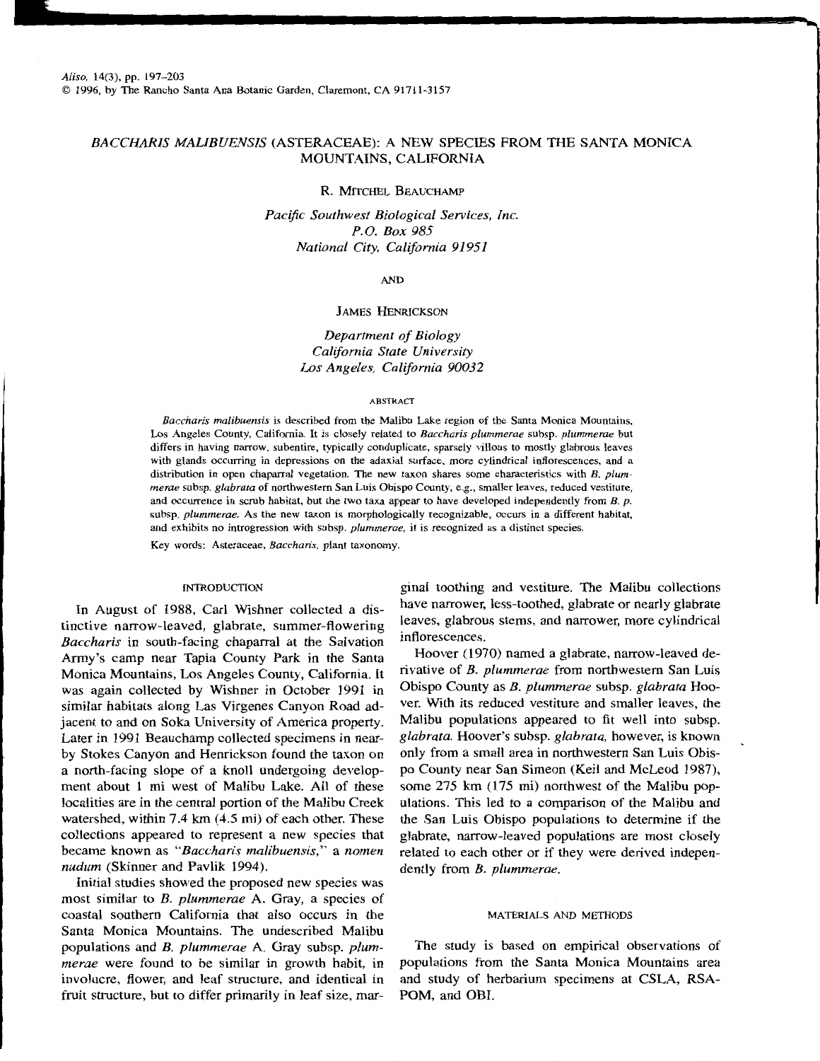Aliso, 14(3), pp. 197–203
© 1996, by The Rancho Santa Ana Botanic Garden, Claremont, CA 91711-3157

# *BACCHARIS MALIBUENSIS* (ASTERACEAE): A NEW SPECIES FROM THE SANTA MONICA MOUNTAINS, CALIFORNIA

R. MITCHEL BEAUCHAMP

*Pacific Southwest Biological Services, Inc.*
*P.O. Box 985*
*National City, California 91951*

AND

JAMES HENRICKSON

*Department of Biology*
*California State University*
*Los Angeles, California 90032*

## ABSTRACT

*Baccharis malibuensis* is described from the Malibu Lake region of the Santa Monica Mountains, Los Angeles County, California. It is closely related to *Baccharis plummerae* subsp. *plummerae* but differs in having narrow, subentire, typically conduplicate, sparsely villous to mostly glabrous leaves with glands occurring in depressions on the adaxial surface, more cylindrical inflorescences, and a distribution in open chaparral vegetation. The new taxon shares some characteristics with *B. plummerae* subsp. *glabrata* of northwestern San Luis Obispo County, e.g., smaller leaves, reduced vestiture, and occurrence in scrub habitat, but the two taxa appear to have developed independently from *B. p.* subsp. *plummerae.* As the new taxon is morphologically recognizable, occurs in a different habitat, and exhibits no introgression with subsp. *plummerae,* it is recognized as a distinct species.

Key words: Asteraceae, *Baccharis,* plant taxonomy.

## INTRODUCTION

In August of 1988, Carl Wishner collected a distinctive narrow-leaved, glabrate, summer-flowering *Baccharis* in south-facing chaparral at the Salvation Army's camp near Tapia County Park in the Santa Monica Mountains, Los Angeles County, California. It was again collected by Wishner in October 1991 in similar habitats along Las Virgenes Canyon Road adjacent to and on Soka University of America property. Later in 1991 Beauchamp collected specimens in nearby Stokes Canyon and Henrickson found the taxon on a north-facing slope of a knoll undergoing development about 1 mi west of Malibu Lake. All of these localities are in the central portion of the Malibu Creek watershed, within 7.4 km (4.5 mi) of each other. These collections appeared to represent a new species that became known as "*Baccharis malibuensis,*" a *nomen nudum* (Skinner and Pavlik 1994).

Initial studies showed the proposed new species was most similar to *B. plummerae* A. Gray, a species of coastal southern California that also occurs in the Santa Monica Mountains. The undescribed Malibu populations and *B. plummerae* A. Gray subsp. *plummerae* were found to be similar in growth habit, in involucre, flower, and leaf structure, and identical in fruit structure, but to differ primarily in leaf size, marginal toothing and vestiture. The Malibu collections have narrower, less-toothed, glabrate or nearly glabrate leaves, glabrous stems, and narrower, more cylindrical inflorescences.

Hoover (1970) named a glabrate, narrow-leaved derivative of *B. plummerae* from northwestern San Luis Obispo County as *B. plummerae* subsp. *glabrata* Hoover. With its reduced vestiture and smaller leaves, the Malibu populations appeared to fit well into subsp. *glabrata.* Hoover's subsp. *glabrata,* however, is known only from a small area in northwestern San Luis Obispo County near San Simeon (Keil and McLeod 1987), some 275 km (175 mi) northwest of the Malibu populations. This led to a comparison of the Malibu and the San Luis Obispo populations to determine if the glabrate, narrow-leaved populations are most closely related to each other or if they were derived independently from *B. plummerae.*

## MATERIALS AND METHODS

The study is based on empirical observations of populations from the Santa Monica Mountains area and study of herbarium specimens at CSLA, RSA-POM, and OBI.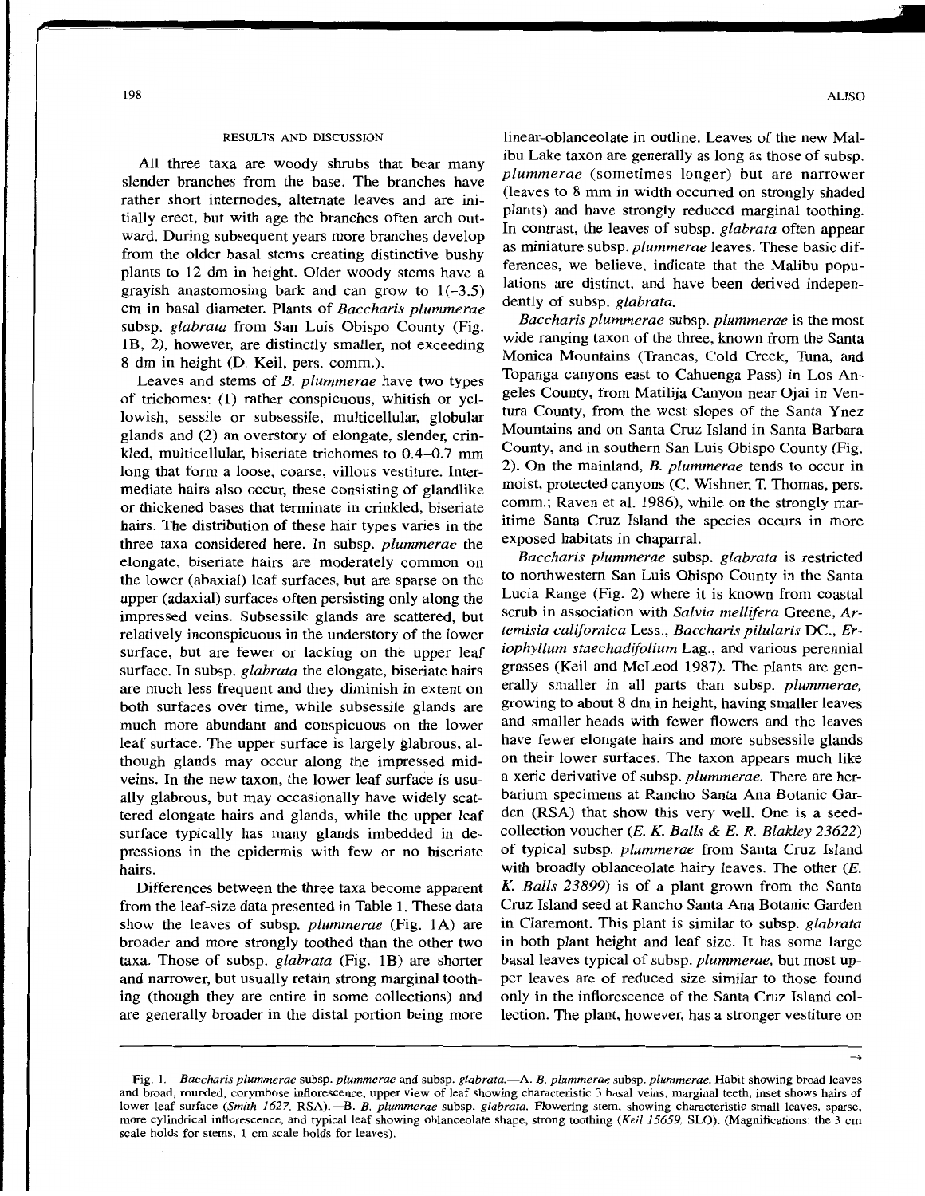## RESULTS AND DISCUSSION

All three taxa are woody shrubs that bear many slender branches from the base. The branches have rather short internodes, alternate leaves and are initially erect, but with age the branches often arch outward. During subsequent years more branches develop from the older basal stems creating distinctive bushy plants to 12 dm in height. Older woody stems have a grayish anastomosing bark and can grow to 1(–3.5) cm in basal diameter. Plants of *Baccharis plummerae* subsp. *glabrata* from San Luis Obispo County (Fig. 1B, 2), however, are distinctly smaller, not exceeding 8 dm in height (D. Keil, pers. comm.).

Leaves and stems of *B. plummerae* have two types of trichomes: (1) rather conspicuous, whitish or yellowish, sessile or subsessile, multicellular, globular glands and (2) an overstory of elongate, slender, crinkled, multicellular, biseriate trichomes to 0.4–0.7 mm long that form a loose, coarse, villous vestiture. Intermediate hairs also occur, these consisting of glandlike or thickened bases that terminate in crinkled, biseriate hairs. The distribution of these hair types varies in the three taxa considered here. In subsp. *plummerae* the elongate, biseriate hairs are moderately common on the lower (abaxial) leaf surfaces, but are sparse on the upper (adaxial) surfaces often persisting only along the impressed veins. Subsessile glands are scattered, but relatively inconspicuous in the understory of the lower surface, but are fewer or lacking on the upper leaf surface. In subsp. *glabrata* the elongate, biseriate hairs are much less frequent and they diminish in extent on both surfaces over time, while subsessile glands are much more abundant and conspicuous on the lower leaf surface. The upper surface is largely glabrous, although glands may occur along the impressed midveins. In the new taxon, the lower leaf surface is usually glabrous, but may occasionally have widely scattered elongate hairs and glands, while the upper leaf surface typically has many glands imbedded in depressions in the epidermis with few or no biseriate hairs.

Differences between the three taxa become apparent from the leaf-size data presented in Table 1. These data show the leaves of subsp. *plummerae* (Fig. 1A) are broader and more strongly toothed than the other two taxa. Those of subsp. *glabrata* (Fig. 1B) are shorter and narrower, but usually retain strong marginal toothing (though they are entire in some collections) and are generally broader in the distal portion being more linear-oblanceolate in outline. Leaves of the new Malibu Lake taxon are generally as long as those of subsp. *plummerae* (sometimes longer) but are narrower (leaves to 8 mm in width occurred on strongly shaded plants) and have strongly reduced marginal toothing. In contrast, the leaves of subsp. *glabrata* often appear as miniature subsp. *plummerae* leaves. These basic differences, we believe, indicate that the Malibu populations are distinct, and have been derived independently of subsp. *glabrata*.

*Baccharis plummerae* subsp. *plummerae* is the most wide ranging taxon of the three, known from the Santa Monica Mountains (Trancas, Cold Creek, Tuna, and Topanga canyons east to Cahuenga Pass) in Los Angeles County, from Matilija Canyon near Ojai in Ventura County, from the west slopes of the Santa Ynez Mountains and on Santa Cruz Island in Santa Barbara County, and in southern San Luis Obispo County (Fig. 2). On the mainland, *B. plummerae* tends to occur in moist, protected canyons (C. Wishner, T. Thomas, pers. comm.; Raven et al. 1986), while on the strongly maritime Santa Cruz Island the species occurs in more exposed habitats in chaparral.

*Baccharis plummerae* subsp. *glabrata* is restricted to northwestern San Luis Obispo County in the Santa Lucia Range (Fig. 2) where it is known from coastal scrub in association with *Salvia mellifera* Greene, *Artemisia californica* Less., *Baccharis pilularis* DC., *Eriophyllum staechadifolium* Lag., and various perennial grasses (Keil and McLeod 1987). The plants are generally smaller in all parts than subsp. *plummerae*, growing to about 8 dm in height, having smaller leaves and smaller heads with fewer flowers and the leaves have fewer elongate hairs and more subsessile glands on their lower surfaces. The taxon appears much like a xeric derivative of subsp. *plummerae*. There are herbarium specimens at Rancho Santa Ana Botanic Garden (RSA) that show this very well. One is a seed-collection voucher (*E. K. Balls & E. R. Blakley 23622*) of typical subsp. *plummerae* from Santa Cruz Island with broadly oblanceolate hairy leaves. The other (*E. K. Balls 23899*) is of a plant grown from the Santa Cruz Island seed at Rancho Santa Ana Botanic Garden in Claremont. This plant is similar to subsp. *glabrata* in both plant height and leaf size. It has some large basal leaves typical of subsp. *plummerae*, but most upper leaves are of reduced size similar to those found only in the inflorescence of the Santa Cruz Island collection. The plant, however, has a stronger vestiture on

Fig. 1. *Baccharis plummerae* subsp. *plummerae* and subsp. *glabrata*.—A. *B. plummerae* subsp. *plummerae*. Habit showing broad leaves and broad, rounded, corymbose inflorescence, upper view of leaf showing characteristic 3 basal veins, marginal teeth, inset shows hairs of lower leaf surface (*Smith 1627*, RSA).—B. *B. plummerae* subsp. *glabrata*. Flowering stem, showing characteristic small leaves, sparse, more cylindrical inflorescence, and typical leaf showing oblanceolate shape, strong toothing (*Keil 15659*, SLO). (Magnifications: the 3 cm scale holds for stems, 1 cm scale holds for leaves).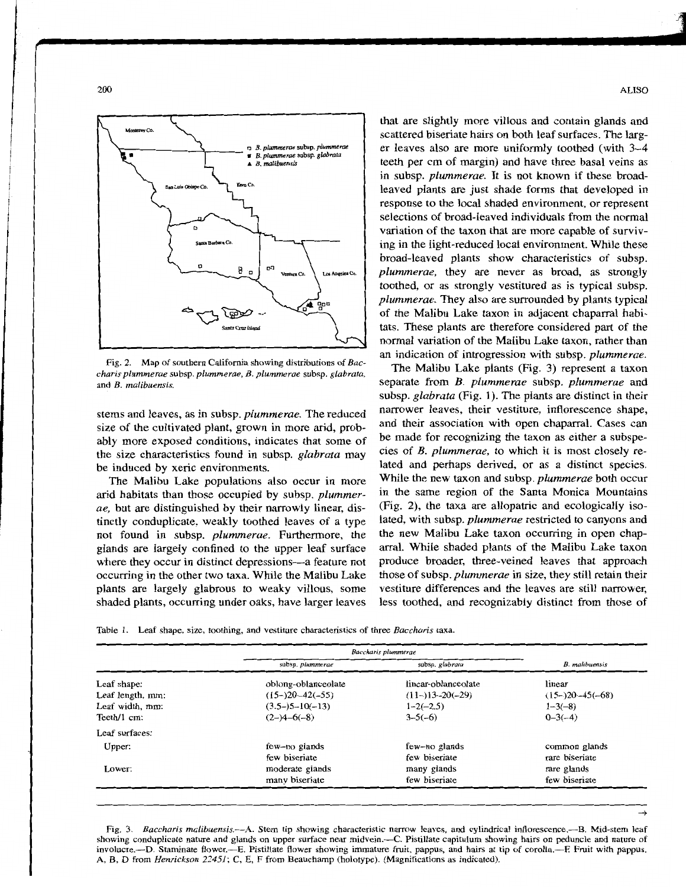Fig. 2. Map of southern California showing distributions of *Baccharis plummerae* subsp. *plummerae*, *B. plummerae* subsp. *glabrata*, and *B. malibuensis*.

stems and leaves, as in subsp. *plummerae*. The reduced size of the cultivated plant, grown in more arid, probably more exposed conditions, indicates that some of the size characteristics found in subsp. *glabrata* may be induced by xeric environments.

The Malibu Lake populations also occur in more arid habitats than those occupied by subsp. *plummerae*, but are distinguished by their narrowly linear, distinctly conduplicate, weakly toothed leaves of a type not found in subsp. *plummerae*. Furthermore, the glands are largely confined to the upper leaf surface where they occur in distinct depressions—a feature not occurring in the other two taxa. While the Malibu Lake plants are largely glabrous to weaky villous, some shaded plants, occurring under oaks, have larger leaves that are slightly more villous and contain glands and scattered biseriate hairs on both leaf surfaces. The larger leaves also are more uniformly toothed (with 3–4 teeth per cm of margin) and have three basal veins as in subsp. *plummerae*. It is not known if these broad-leaved plants are just shade forms that developed in response to the local shaded environment, or represent selections of broad-leaved individuals from the normal variation of the taxon that are more capable of surviving in the light-reduced local environment. While these broad-leaved plants show characteristics of subsp. *plummerae*, they are never as broad, as strongly toothed, or as strongly vestitured as is typical subsp. *plummerae*. They also are surrounded by plants typical of the Malibu Lake taxon in adjacent chaparral habitats. These plants are therefore considered part of the normal variation of the Malibu Lake taxon, rather than an indication of introgression with subsp. *plummerae*.

The Malibu Lake plants (Fig. 3) represent a taxon separate from *B. plummerae* subsp. *plummerae* and subsp. *glabrata* (Fig. 1). The plants are distinct in their narrower leaves, their vestiture, inflorescence shape, and their association with open chaparral. Cases can be made for recognizing the taxon as either a subspecies of *B. plummerae*, to which it is most closely related and perhaps derived, or as a distinct species. While the new taxon and subsp. *plummerae* both occur in the same region of the Santa Monica Mountains (Fig. 2), the taxa are allopatric and ecologically isolated, with subsp. *plummerae* restricted to canyons and the new Malibu Lake taxon occurring in open chaparral. While shaded plants of the Malibu Lake taxon produce broader, three-veined leaves that approach those of subsp. *plummerae* in size, they still retain their vestiture differences and the leaves are still narrower, less toothed, and recognizably distinct from those of

Table 1. Leaf shape, size, toothing, and vestiture characteristics of three *Baccharis* taxa.

| | *Baccharis plummerae* | | |
|---|---|---|---|
| | subsp. *plummerae* | subsp. *glabrata* | *B. malibuensis* |
| Leaf shape: | oblong-oblanceolate | linear-oblanceolate | linear |
| Leaf length, mm: | (15–)20–42(–55) | (11–)13–20(–29) | (15–)20–45(–68) |
| Leaf width, mm: | (3.5–)5–10(–13) | 1–2(–2.5) | 1–3(–8) |
| Teeth/1 cm: | (2–)4–6(–8) | 3–5(–6) | 0–3(–4) |
| Leaf surfaces: | | | |
| Upper: | few–no glands<br>few biseriate | few–no glands<br>few biseriate | common glands<br>rare biseriate |
| Lower: | moderate glands<br>many biseriate | many glands<br>few biseriate | rare glands<br>few biseriate |

Fig. 3. *Baccharis malibuensis*.—A. Stem tip showing characteristic narrow leaves, and cylindrical inflorescence.—B. Mid-stem leaf showing conduplicate nature and glands on upper surface near midvein.—C. Pistillate capitulum showing hairs on peduncle and nature of involucre.—D. Staminate flower.—E. Pistillate flower showing immature fruit, pappus, and hairs at tip of corolla.—F. Fruit with pappus. A, B, D from *Henrickson 22451*; C, E, F from Beauchamp (holotype). (Magnifications as indicated).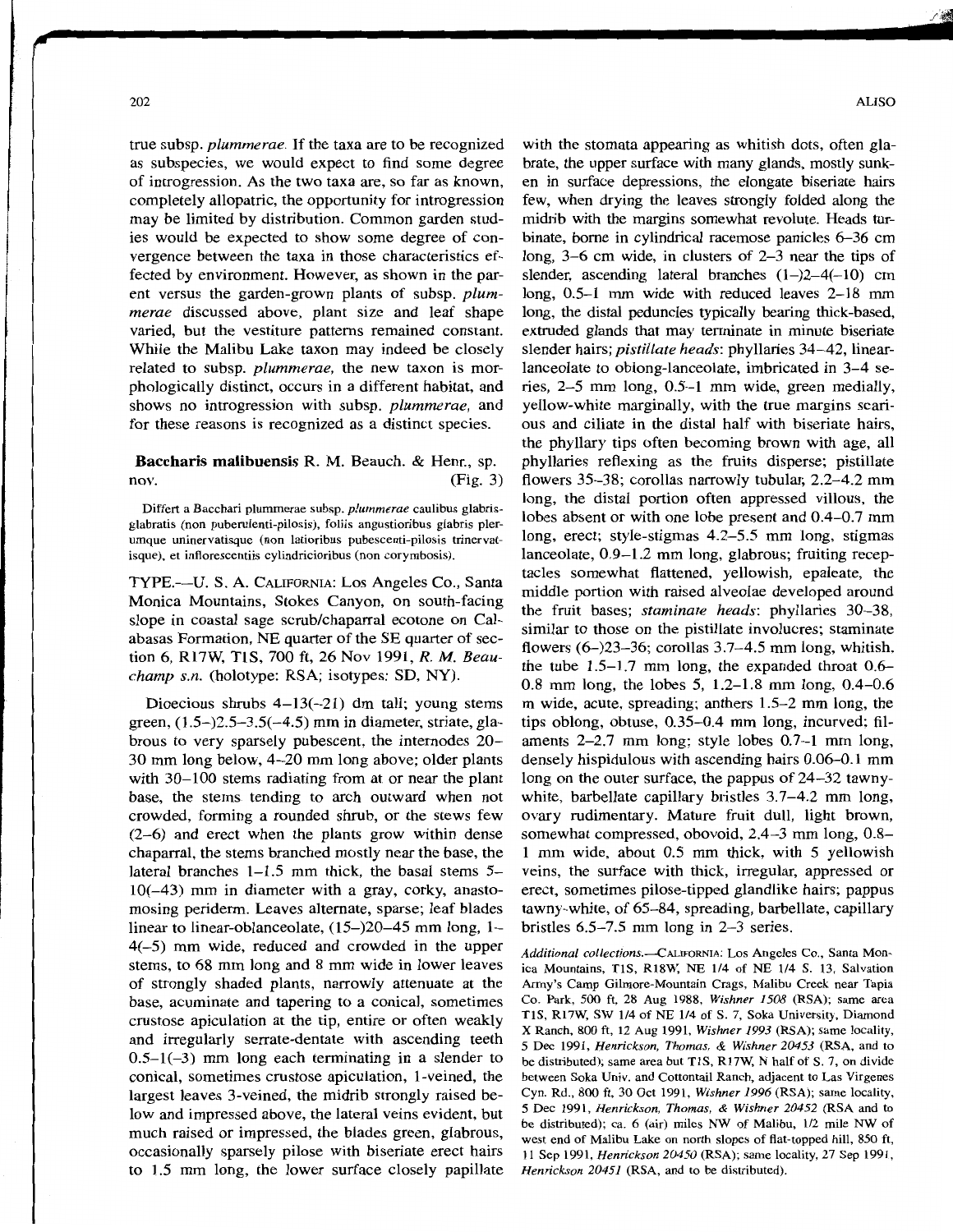true subsp. *plummerae*. If the taxa are to be recognized as subspecies, we would expect to find some degree of introgression. As the two taxa are, so far as known, completely allopatric, the opportunity for introgression may be limited by distribution. Common garden studies would be expected to show some degree of convergence between the taxa in those characteristics effected by environment. However, as shown in the parent versus the garden-grown plants of subsp. *plummerae* discussed above, plant size and leaf shape varied, but the vestiture patterns remained constant. While the Malibu Lake taxon may indeed be closely related to subsp. *plummerae*, the new taxon is morphologically distinct, occurs in a different habitat, and shows no introgression with subsp. *plummerae*, and for these reasons is recognized as a distinct species.

**Baccharis malibuensis** R. M. Beauch. & Henr., sp. nov. (Fig. 3)

Differt a Bacchari plummerae subsp. *plummerae* caulibus glabris-glabratis (non puberulenti-pilosis), foliis angustioribus glabris plerumque uninervatisque (non latioribus pubescenti-pilosis trinervatisque), et inflorescentiis cylindricioribus (non corymbosis).

TYPE.—U. S. A. CALIFORNIA: Los Angeles Co., Santa Monica Mountains, Stokes Canyon, on south-facing slope in coastal sage scrub/chaparral ecotone on Calabasas Formation, NE quarter of the SE quarter of section 6, R17W, T1S, 700 ft, 26 Nov 1991, *R. M. Beauchamp s.n.* (holotype: RSA; isotypes: SD, NY).

Dioecious shrubs 4–13(–21) dm tall; young stems green, (1.5–)2.5–3.5(–4.5) mm in diameter, striate, glabrous to very sparsely pubescent, the internodes 20–30 mm long below, 4–20 mm long above; older plants with 30–100 stems radiating from at or near the plant base, the stems tending to arch outward when not crowded, forming a rounded shrub, or the stews few (2–6) and erect when the plants grow within dense chaparral, the stems branched mostly near the base, the lateral branches 1–1.5 mm thick, the basal stems 5–10(–43) mm in diameter with a gray, corky, anastomosing periderm. Leaves alternate, sparse; leaf blades linear to linear-oblanceolate, (15–)20–45 mm long, 1–4(–5) mm wide, reduced and crowded in the upper stems, to 68 mm long and 8 mm wide in lower leaves of strongly shaded plants, narrowly attenuate at the base, acuminate and tapering to a conical, sometimes crustose apiculation at the tip, entire or often weakly and irregularly serrate-dentate with ascending teeth 0.5–1(–3) mm long each terminating in a slender to conical, sometimes crustose apiculation, 1-veined, the largest leaves 3-veined, the midrib strongly raised below and impressed above, the lateral veins evident, but much raised or impressed, the blades green, glabrous, occasionally sparsely pilose with biseriate erect hairs to 1.5 mm long, the lower surface closely papillate with the stomata appearing as whitish dots, often glabrate, the upper surface with many glands, mostly sunken in surface depressions, the elongate biseriate hairs few, when drying the leaves strongly folded along the midrib with the margins somewhat revolute. Heads turbinate, borne in cylindrical racemose panicles 6–36 cm long, 3–6 cm wide, in clusters of 2–3 near the tips of slender, ascending lateral branches (1–)2–4(–10) cm long, 0.5–1 mm wide with reduced leaves 2–18 mm long, the distal peduncles typically bearing thick-based, extruded glands that may terminate in minute biseriate slender hairs; *pistillate heads*: phyllaries 34–42, linear-lanceolate to oblong-lanceolate, imbricated in 3–4 series, 2–5 mm long, 0.5–1 mm wide, green medially, yellow-white marginally, with the true margins scarious and ciliate in the distal half with biseriate hairs, the phyllary tips often becoming brown with age, all phyllaries reflexing as the fruits disperse; pistillate flowers 35–38; corollas narrowly tubular, 2.2–4.2 mm long, the distal portion often appressed villous, the lobes absent or with one lobe present and 0.4–0.7 mm long, erect; style-stigmas 4.2–5.5 mm long, stigmas lanceolate, 0.9–1.2 mm long, glabrous; fruiting receptacles somewhat flattened, yellowish, epaleate, the middle portion with raised alveolae developed around the fruit bases; *staminate heads*: phyllaries 30–38, similar to those on the pistillate involucres; staminate flowers (6–)23–36; corollas 3.7–4.5 mm long, whitish, the tube 1.5–1.7 mm long, the expanded throat 0.6–0.8 mm long, the lobes 5, 1.2–1.8 mm long, 0.4–0.6 m wide, acute, spreading; anthers 1.5–2 mm long, the tips oblong, obtuse, 0.35–0.4 mm long, incurved; filaments 2–2.7 mm long; style lobes 0.7–1 mm long, densely hispidulous with ascending hairs 0.06–0.1 mm long on the outer surface, the pappus of 24–32 tawny-white, barbellate capillary bristles 3.7–4.2 mm long, ovary rudimentary. Mature fruit dull, light brown, somewhat compressed, obovoid, 2.4–3 mm long, 0.8–1 mm wide, about 0.5 mm thick, with 5 yellowish veins, the surface with thick, irregular, appressed or erect, sometimes pilose-tipped glandlike hairs; pappus tawny-white, of 65–84, spreading, barbellate, capillary bristles 6.5–7.5 mm long in 2–3 series.

*Additional collections.*—CALIFORNIA: Los Angeles Co., Santa Monica Mountains, T1S, R18W, NE 1/4 of NE 1/4 S. 13, Salvation Army's Camp Gilmore-Mountain Crags, Malibu Creek near Tapia Co. Park, 500 ft, 28 Aug 1988, *Wishner 1508* (RSA); same area T1S, R17W, SW 1/4 of NE 1/4 of S. 7, Soka University, Diamond X Ranch, 800 ft, 12 Aug 1991, *Wishner 1993* (RSA); same locality, 5 Dec 1991, *Henrickson, Thomas, & Wishner 20453* (RSA, and to be distributed); same area but T1S, R17W, N half of S. 7, on divide between Soka Univ. and Cottontail Ranch, adjacent to Las Virgenes Cyn. Rd., 800 ft, 30 Oct 1991, *Wishner 1996* (RSA); same locality, 5 Dec 1991, *Henrickson, Thomas, & Wishner 20452* (RSA and to be distributed); ca. 6 (air) miles NW of Malibu, 1/2 mile NW of west end of Malibu Lake on north slopes of flat-topped hill, 850 ft, 11 Sep 1991, *Henrickson 20450* (RSA); same locality, 27 Sep 1991, *Henrickson 20451* (RSA, and to be distributed).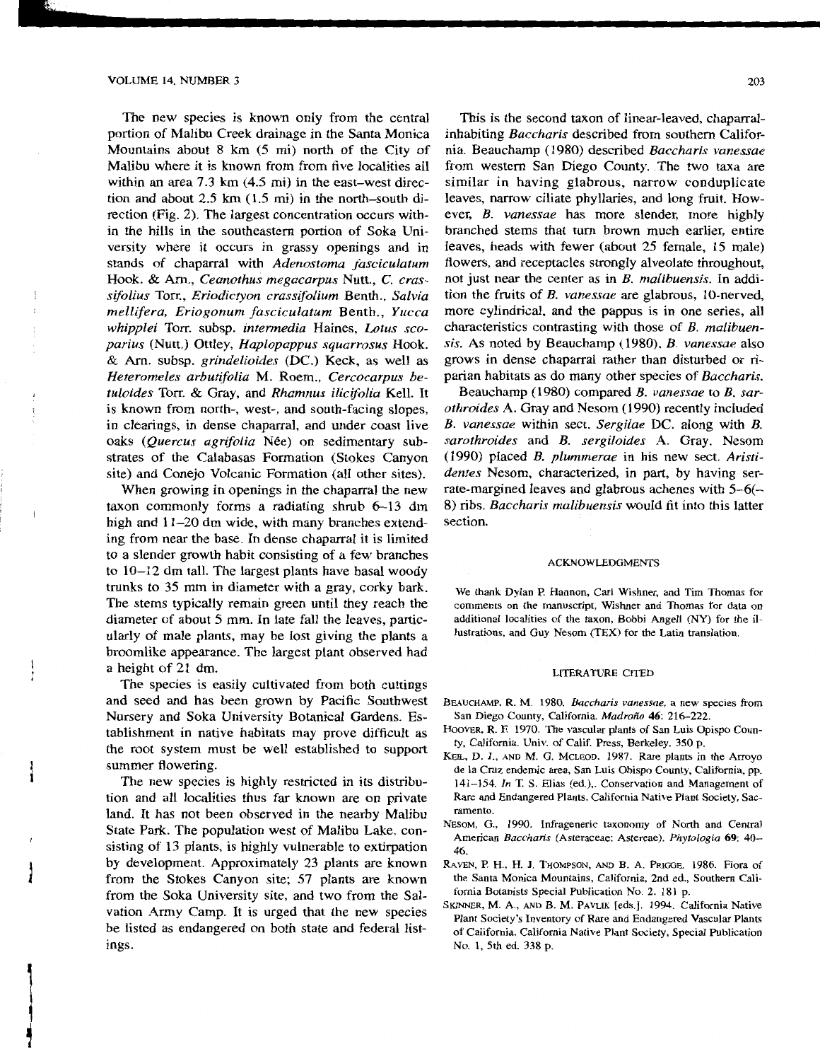The new species is known only from the central portion of Malibu Creek drainage in the Santa Monica Mountains about 8 km (5 mi) north of the City of Malibu where it is known from from five localities all within an area 7.3 km (4.5 mi) in the east–west direction and about 2.5 km (1.5 mi) in the north–south direction (Fig. 2). The largest concentration occurs within the hills in the southeastern portion of Soka University where it occurs in grassy openings and in stands of chaparral with *Adenostoma fasciculatum* Hook. & Arn., *Ceanothus megacarpus* Nutt., *C. crassifolius* Torr., *Eriodictyon crassifolium* Benth., *Salvia mellifera*, *Eriogonum fasciculatum* Benth., *Yucca whipplei* Torr. subsp. *intermedia* Haines, *Lotus scoparius* (Nutt.) Ottley, *Haplopappus squarrosus* Hook. & Arn. subsp. *grindelioides* (DC.) Keck, as well as *Heteromeles arbutifolia* M. Roem., *Cercocarpus betuloides* Torr. & Gray, and *Rhamnus ilicifolia* Kell. It is known from north-, west-, and south-facing slopes, in clearings, in dense chaparral, and under coast live oaks (*Quercus agrifolia* Née) on sedimentary substrates of the Calabasas Formation (Stokes Canyon site) and Conejo Volcanic Formation (all other sites).

When growing in openings in the chaparral the new taxon commonly forms a radiating shrub 6–13 dm high and 11–20 dm wide, with many branches extending from near the base. In dense chaparral it is limited to a slender growth habit consisting of a few branches to 10–12 dm tall. The largest plants have basal woody trunks to 35 mm in diameter with a gray, corky bark. The stems typically remain green until they reach the diameter of about 5 mm. In late fall the leaves, particularly of male plants, may be lost giving the plants a broomlike appearance. The largest plant observed had a height of 21 dm.

The species is easily cultivated from both cuttings and seed and has been grown by Pacific Southwest Nursery and Soka University Botanical Gardens. Establishment in native habitats may prove difficult as the root system must be well established to support summer flowering.

The new species is highly restricted in its distribution and all localities thus far known are on private land. It has not been observed in the nearby Malibu State Park. The population west of Malibu Lake, consisting of 13 plants, is highly vulnerable to extirpation by development. Approximately 23 plants are known from the Stokes Canyon site; 57 plants are known from the Soka University site, and two from the Salvation Army Camp. It is urged that the new species be listed as endangered on both state and federal listings.

This is the second taxon of linear-leaved, chaparral-inhabiting *Baccharis* described from southern California. Beauchamp (1980) described *Baccharis vanessae* from western San Diego County. The two taxa are similar in having glabrous, narrow conduplicate leaves, narrow ciliate phyllaries, and long fruit. However, *B. vanessae* has more slender, more highly branched stems that turn brown much earlier, entire leaves, heads with fewer (about 25 female, 15 male) flowers, and receptacles strongly alveolate throughout, not just near the center as in *B. malibuensis*. In addition the fruits of *B. vanessae* are glabrous, 10-nerved, more cylindrical, and the pappus is in one series, all characteristics contrasting with those of *B. malibuensis*. As noted by Beauchamp (1980), *B. vanessae* also grows in dense chaparral rather than disturbed or riparian habitats as do many other species of *Baccharis*.

Beauchamp (1980) compared *B. vanessae* to *B. sarothroides* A. Gray and Nesom (1990) recently included *B. vanessae* within sect. *Sergilae* DC. along with *B. sarothroides* and *B. sergiloides* A. Gray. Nesom (1990) placed *B. plummerae* in his new sect. *Aristidentes* Nesom, characterized, in part, by having serrate-margined leaves and glabrous achenes with 5–6(–8) ribs. *Baccharis malibuensis* would fit into this latter section.

## ACKNOWLEDGMENTS

We thank Dylan P. Hannon, Carl Wishner, and Tim Thomas for comments on the manuscript, Wishner and Thomas for data on additional localities of the taxon, Bobbi Angell (NY) for the illustrations, and Guy Nesom (TEX) for the Latin translation.

## LITERATURE CITED

BEAUCHAMP, R. M. 1980. *Baccharis vanessae*, a new species from San Diego County, California. *Madroño* **46**: 216–222.

HOOVER, R. F. 1970. The vascular plants of San Luis Opispo County, California. Univ. of Calif. Press, Berkeley. 350 p.

KEIL, D. J., AND M. G. MCLEOD. 1987. Rare plants in the Arroyo de la Cruz endemic area, San Luis Obispo County, California, pp. 141–154. *In* T. S. Elias (ed.),. Conservation and Management of Rare and Endangered Plants. California Native Plant Society, Sacramento.

NESOM, G. 1990. Infrageneric taxonomy of North and Central American *Baccharis* (Asteraceae: Astereae). *Phytologia* **69**: 40–46.

RAVEN, P. H., H. J. THOMPSON, AND B. A. PRIGGE. 1986. Flora of the Santa Monica Mountains, California, 2nd ed., Southern California Botanists Special Publication No. 2. 181 p.

SKINNER, M. A., AND B. M. PAVLIK [eds.]. 1994. California Native Plant Society's Inventory of Rare and Endangered Vascular Plants of California. California Native Plant Society, Special Publication No. 1, 5th ed. 338 p.